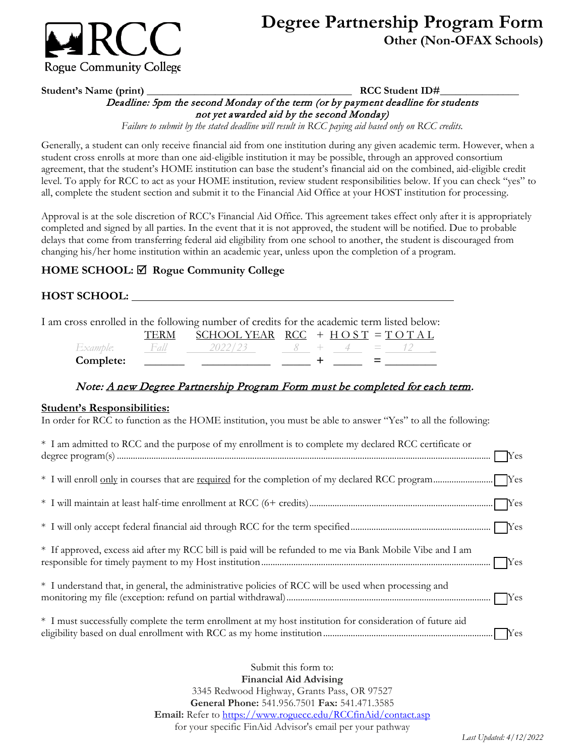Rogue Community College

# Degree Partnership Program Form

## Other (Non-OFAX Schools)

**Student's Name (print)** ________________________________________ **RCC Student ID#**______________

*Deadline: 5pm the second Monday of the term (or by payment deadline for students not yet awarded aid by the second Monday)*

*Failure to submit by the stated deadline will result in RCC paying aid based only on RCC credits.*

Generally, a student can only receive financial aid from one institution during any given academic term. However, when a student cross enrolls at more than one aid-eligible institution it may be possible, through an approved consortium agreement, that the student's HOME institution can base the student's financial aid on the combined, aid-eligible credit level. To apply for RCC to act as your HOME institution, review student responsibilities below. If you can check "yes" to all, complete the student section and submit it to the Financial Aid Office at your HOST institution for processing.

Approval is at the sole discretion of RCC's Financial Aid Office. This agreement takes effect only after it is appropriately completed and signed by all parties. In the event that it is not approved, the student will be notified. Due to probable delays that come from transferring federal aid eligibility from one school to another, the student is discouraged from changing his/her home institution within an academic year, unless upon the completion of a program.

**HOME SCHOOL: ☑ Rogue Community College**

**HOST SCHOOL:** ____________________________________________________________

I am cross enrolled in the following number of credits for the academic term listed below:

| | TERM | SCHOOL YEAR | RCC | + | HOST | = | TOTAL |
|---|---|---|---|---|---|---|---|
| *Example:* | *Fall* | *2022/23* | *8* | + | *4* | = | *12* |
| **Complete:** | _______ | ____________ | _____ | + | _____ | = | _________ |

*Note: A new Degree Partnership Program Form must be completed for each term.*

**Student's Responsibilities:**

In order for RCC to function as the HOME institution, you must be able to answer "Yes" to all the following:

* I am admitted to RCC and the purpose of my enrollment is to complete my declared RCC certificate or degree program(s) ........ ☐ Yes
* I will enroll only in courses that are required for the completion of my declared RCC program........ ☐ Yes
* I will maintain at least half-time enrollment at RCC (6+ credits)........ ☐ Yes
* I will only accept federal financial aid through RCC for the term specified........ ☐ Yes
* If approved, excess aid after my RCC bill is paid will be refunded to me via Bank Mobile Vibe and I am responsible for timely payment to my Host institution........ ☐ Yes
* I understand that, in general, the administrative policies of RCC will be used when processing and monitoring my file (exception: refund on partial withdrawal)........ ☐ Yes
* I must successfully complete the term enrollment at my host institution for consideration of future aid eligibility based on dual enrollment with RCC as my home institution........ ☐ Yes

Submit this form to:
**Financial Aid Advising**
3345 Redwood Highway, Grants Pass, OR 97527
**General Phone:** 541.956.7501 **Fax:** 541.471.3585
**Email:** Refer to https://www.roguecc.edu/RCCfinAid/contact.asp
for your specific FinAid Advisor's email per your pathway

*Last Updated: 4/12/2022*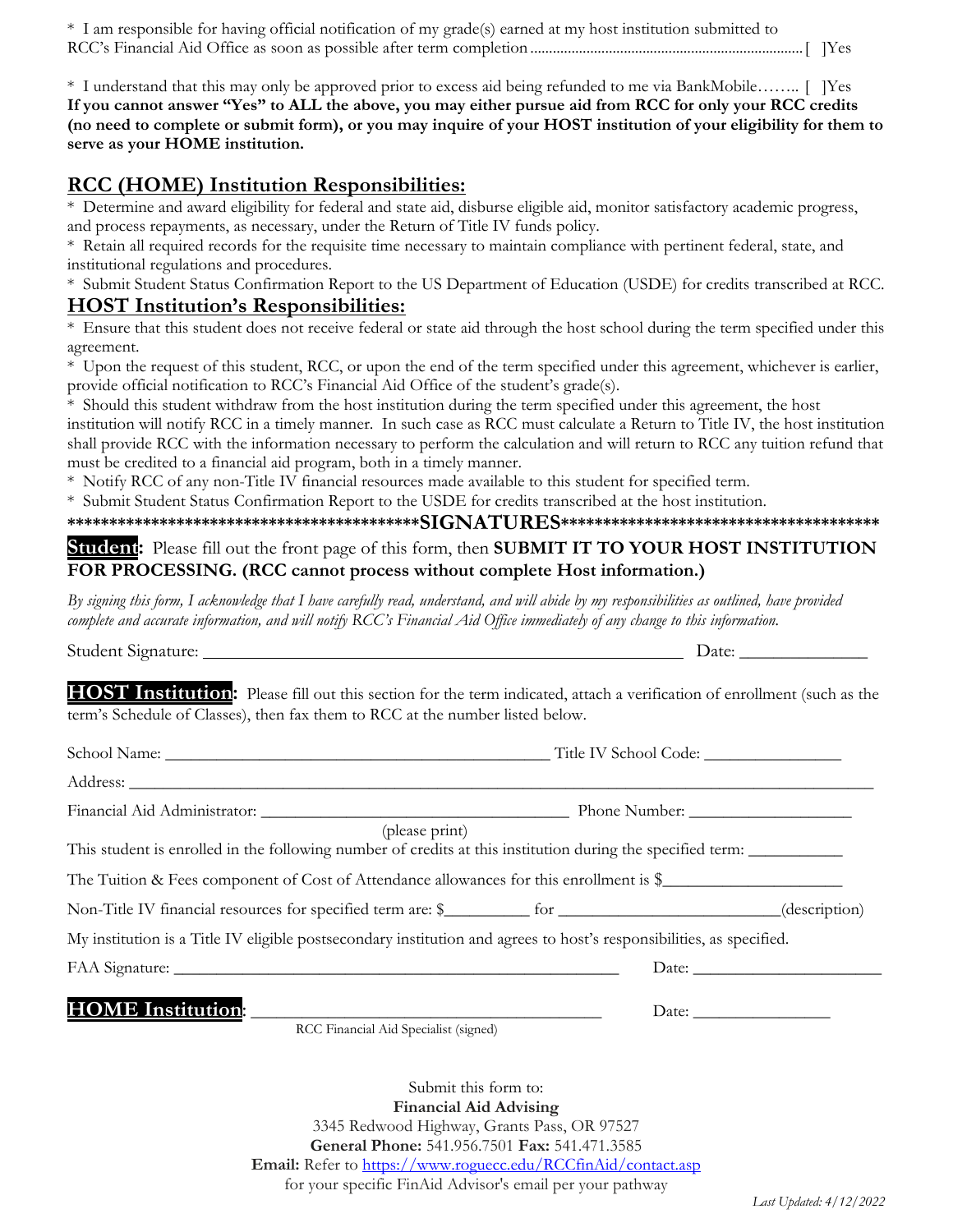* I am responsible for having official notification of my grade(s) earned at my host institution submitted to RCC's Financial Aid Office as soon as possible after term completion ........................................................................ [ ]Yes

* I understand that this may only be approved prior to excess aid being refunded to me via BankMobile…….. [ ]Yes

**If you cannot answer "Yes" to ALL the above, you may either pursue aid from RCC for only your RCC credits (no need to complete or submit form), or you may inquire of your HOST institution of your eligibility for them to serve as your HOME institution.**

## RCC (HOME) Institution Responsibilities:

* Determine and award eligibility for federal and state aid, disburse eligible aid, monitor satisfactory academic progress, and process repayments, as necessary, under the Return of Title IV funds policy.
* Retain all required records for the requisite time necessary to maintain compliance with pertinent federal, state, and institutional regulations and procedures.
* Submit Student Status Confirmation Report to the US Department of Education (USDE) for credits transcribed at RCC.

## HOST Institution's Responsibilities:

* Ensure that this student does not receive federal or state aid through the host school during the term specified under this agreement.
* Upon the request of this student, RCC, or upon the end of the term specified under this agreement, whichever is earlier, provide official notification to RCC's Financial Aid Office of the student's grade(s).
* Should this student withdraw from the host institution during the term specified under this agreement, the host institution will notify RCC in a timely manner. In such case as RCC must calculate a Return to Title IV, the host institution shall provide RCC with the information necessary to perform the calculation and will return to RCC any tuition refund that must be credited to a financial aid program, both in a timely manner.
* Notify RCC of any non-Title IV financial resources made available to this student for specified term.
* Submit Student Status Confirmation Report to the USDE for credits transcribed at the host institution.

**\*\*\*\*\*\*\*\*\*\*\*\*\*\*\*\*\*\*\*\*\*\*\*\*\*\*\*\*\*\*\*\*\*\*\*\*\*\*\*\*\*\*SIGNATURES\*\*\*\*\*\*\*\*\*\*\*\*\*\*\*\*\*\*\*\*\*\*\*\*\*\*\*\*\*\*\*\*\*\*\*\*\*\*\***

**Student:** Please fill out the front page of this form, then **SUBMIT IT TO YOUR HOST INSTITUTION FOR PROCESSING. (RCC cannot process without complete Host information.)**

*By signing this form, I acknowledge that I have carefully read, understand, and will abide by my responsibilities as outlined, have provided complete and accurate information, and will notify RCC's Financial Aid Office immediately of any change to this information.*

Student Signature: ______________________________________________ Date: _____________

**HOST Institution:** Please fill out this section for the term indicated, attach a verification of enrollment (such as the term's Schedule of Classes), then fax them to RCC at the number listed below.

School Name: ________________________________________ Title IV School Code: _______________

Address: ______________________________________________________________________________

Financial Aid Administrator: _________________________________ Phone Number: __________________
(please print)

This student is enrolled in the following number of credits at this institution during the specified term: __________

The Tuition & Fees component of Cost of Attendance allowances for this enrollment is $___________________

Non-Title IV financial resources for specified term are: $_________ for _______________________(description)

My institution is a Title IV eligible postsecondary institution and agrees to host's responsibilities, as specified.

FAA Signature: ______________________________________________ Date: ____________________

**HOME Institution:** _____________________________________ Date: ______________
RCC Financial Aid Specialist (signed)

Submit this form to:
**Financial Aid Advising**
3345 Redwood Highway, Grants Pass, OR 97527
**General Phone:** 541.956.7501 **Fax:** 541.471.3585
**Email:** Refer to https://www.roguecc.edu/RCCfinAid/contact.asp for your specific FinAid Advisor's email per your pathway

*Last Updated: 4/12/2022*